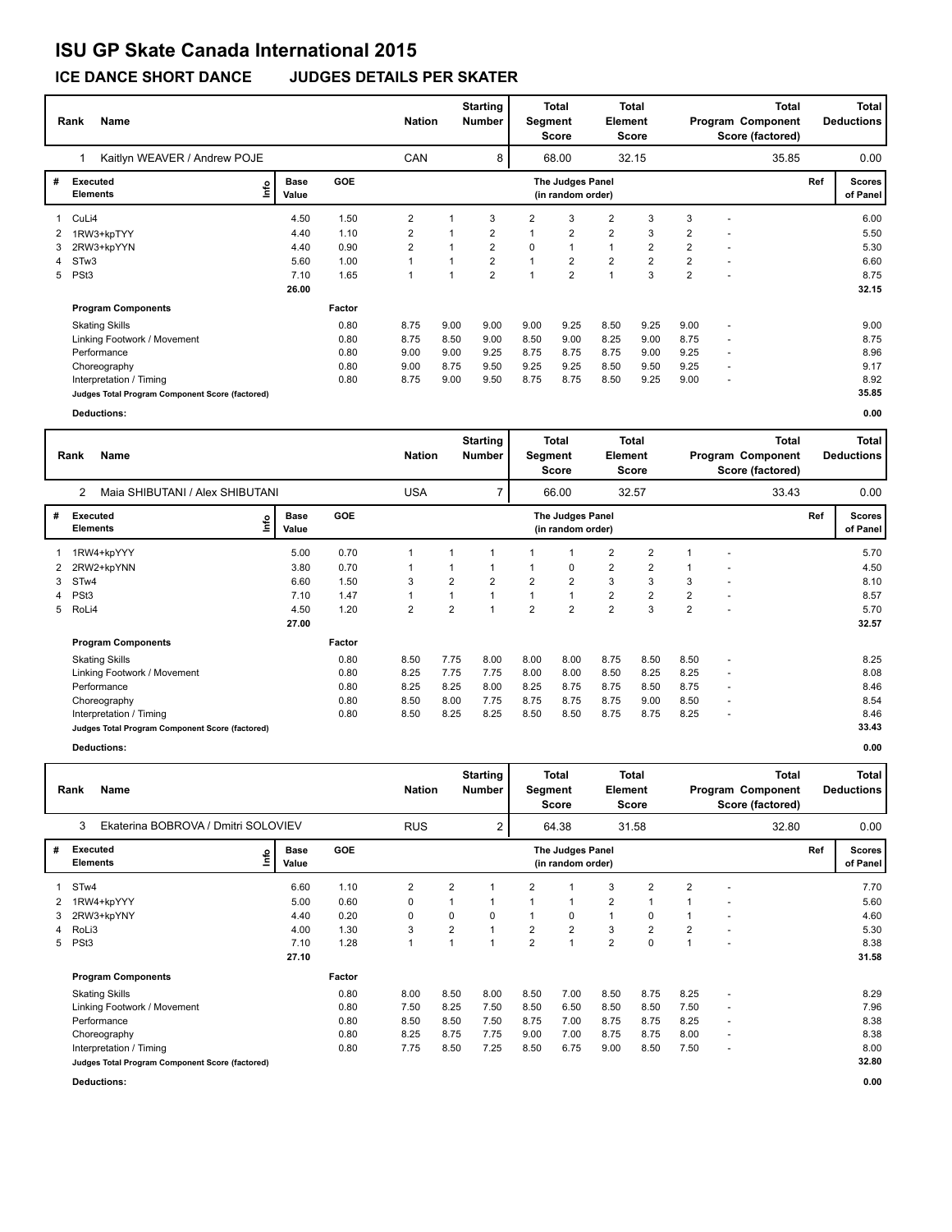# ISU GP Skate Canada International 2015

## ICE DANCE SHORT DANCE JUDGES DETAILS PER SKATER

| Rank | Name | Nation | Starting Number | Total Segment Score | Total Element Score | Total Program Component Score (factored) | Total Deductions |
|---|---|---|---|---|---|---|---|
| 1 | Kaitlyn WEAVER / Andrew POJE | CAN | 8 | 68.00 | 32.15 | 35.85 | 0.00 |

| # | Executed Elements | Info | Base Value | GOE | J1 | J2 | J3 | J4 | J5 | J6 | J7 | J8 | J9 | Ref | Scores of Panel |
|---|---|---|---|---|---|---|---|---|---|---|---|---|---|---|---|
| 1 | CuLi4 | | 4.50 | 1.50 | 2 | 1 | 3 | 2 | 3 | 2 | 3 | 3 | - | | 6.00 |
| 2 | 1RW3+kpTYY | | 4.40 | 1.10 | 2 | 1 | 2 | 1 | 2 | 2 | 3 | 2 | - | | 5.50 |
| 3 | 2RW3+kpYYN | | 4.40 | 0.90 | 2 | 1 | 2 | 0 | 1 | 1 | 2 | 2 | - | | 5.30 |
| 4 | STw3 | | 5.60 | 1.00 | 1 | 1 | 2 | 1 | 2 | 2 | 2 | 2 | - | | 6.60 |
| 5 | PSt3 | | 7.10 | 1.65 | 1 | 1 | 2 | 1 | 2 | 1 | 3 | 2 | - | | 8.75 |
| | | | 26.00 | | | | | | | | | | | | 32.15 |

| Program Components | Factor | J1 | J2 | J3 | J4 | J5 | J6 | J7 | J8 | J9 | Scores of Panel |
|---|---|---|---|---|---|---|---|---|---|---|---|
| Skating Skills | 0.80 | 8.75 | 9.00 | 9.00 | 9.00 | 9.25 | 8.50 | 9.25 | 9.00 | - | 9.00 |
| Linking Footwork / Movement | 0.80 | 8.75 | 8.50 | 9.00 | 8.50 | 9.00 | 8.25 | 9.00 | 8.75 | - | 8.75 |
| Performance | 0.80 | 9.00 | 9.00 | 9.25 | 8.75 | 8.75 | 8.75 | 9.00 | 9.25 | - | 8.96 |
| Choreography | 0.80 | 9.00 | 8.75 | 9.50 | 9.25 | 9.25 | 8.50 | 9.50 | 9.25 | - | 9.17 |
| Interpretation / Timing | 0.80 | 8.75 | 9.00 | 9.50 | 8.75 | 8.75 | 8.50 | 9.25 | 9.00 | - | 8.92 |
| Judges Total Program Component Score (factored) | | | | | | | | | | | 35.85 |

**Deductions:** 0.00

| Rank | Name | Nation | Starting Number | Total Segment Score | Total Element Score | Total Program Component Score (factored) | Total Deductions |
|---|---|---|---|---|---|---|---|
| 2 | Maia SHIBUTANI / Alex SHIBUTANI | USA | 7 | 66.00 | 32.57 | 33.43 | 0.00 |

| # | Executed Elements | Info | Base Value | GOE | J1 | J2 | J3 | J4 | J5 | J6 | J7 | J8 | J9 | Ref | Scores of Panel |
|---|---|---|---|---|---|---|---|---|---|---|---|---|---|---|---|
| 1 | 1RW4+kpYYY | | 5.00 | 0.70 | 1 | 1 | 1 | 1 | 1 | 2 | 2 | 1 | - | | 5.70 |
| 2 | 2RW2+kpYNN | | 3.80 | 0.70 | 1 | 1 | 1 | 1 | 0 | 2 | 2 | 1 | - | | 4.50 |
| 3 | STw4 | | 6.60 | 1.50 | 3 | 2 | 2 | 2 | 2 | 3 | 3 | 3 | - | | 8.10 |
| 4 | PSt3 | | 7.10 | 1.47 | 1 | 1 | 1 | 1 | 1 | 2 | 2 | 2 | - | | 8.57 |
| 5 | RoLi4 | | 4.50 | 1.20 | 2 | 2 | 1 | 2 | 2 | 2 | 3 | 2 | - | | 5.70 |
| | | | 27.00 | | | | | | | | | | | | 32.57 |

| Program Components | Factor | J1 | J2 | J3 | J4 | J5 | J6 | J7 | J8 | J9 | Scores of Panel |
|---|---|---|---|---|---|---|---|---|---|---|---|
| Skating Skills | 0.80 | 8.50 | 7.75 | 8.00 | 8.00 | 8.00 | 8.75 | 8.50 | 8.50 | - | 8.25 |
| Linking Footwork / Movement | 0.80 | 8.25 | 7.75 | 7.75 | 8.00 | 8.00 | 8.50 | 8.25 | 8.25 | - | 8.08 |
| Performance | 0.80 | 8.25 | 8.25 | 8.00 | 8.25 | 8.75 | 8.75 | 8.50 | 8.75 | - | 8.46 |
| Choreography | 0.80 | 8.50 | 8.00 | 7.75 | 8.75 | 8.75 | 8.75 | 9.00 | 8.50 | - | 8.54 |
| Interpretation / Timing | 0.80 | 8.50 | 8.25 | 8.25 | 8.50 | 8.50 | 8.75 | 8.75 | 8.25 | - | 8.46 |
| Judges Total Program Component Score (factored) | | | | | | | | | | | 33.43 |

**Deductions:** 0.00

| Rank | Name | Nation | Starting Number | Total Segment Score | Total Element Score | Total Program Component Score (factored) | Total Deductions |
|---|---|---|---|---|---|---|---|
| 3 | Ekaterina BOBROVA / Dmitri SOLOVIEV | RUS | 2 | 64.38 | 31.58 | 32.80 | 0.00 |

| # | Executed Elements | Info | Base Value | GOE | J1 | J2 | J3 | J4 | J5 | J6 | J7 | J8 | J9 | Ref | Scores of Panel |
|---|---|---|---|---|---|---|---|---|---|---|---|---|---|---|---|
| 1 | STw4 | | 6.60 | 1.10 | 2 | 2 | 1 | 2 | 1 | 3 | 2 | 2 | - | | 7.70 |
| 2 | 1RW4+kpYYY | | 5.00 | 0.60 | 0 | 1 | 1 | 1 | 1 | 2 | 1 | 1 | - | | 5.60 |
| 3 | 2RW3+kpYNY | | 4.40 | 0.20 | 0 | 0 | 0 | 1 | 0 | 1 | 0 | 1 | - | | 4.60 |
| 4 | RoLi3 | | 4.00 | 1.30 | 3 | 2 | 1 | 2 | 2 | 3 | 2 | 2 | - | | 5.30 |
| 5 | PSt3 | | 7.10 | 1.28 | 1 | 1 | 1 | 2 | 1 | 2 | 0 | 1 | - | | 8.38 |
| | | | 27.10 | | | | | | | | | | | | 31.58 |

| Program Components | Factor | J1 | J2 | J3 | J4 | J5 | J6 | J7 | J8 | J9 | Scores of Panel |
|---|---|---|---|---|---|---|---|---|---|---|---|
| Skating Skills | 0.80 | 8.00 | 8.50 | 8.00 | 8.50 | 7.00 | 8.50 | 8.75 | 8.25 | - | 8.29 |
| Linking Footwork / Movement | 0.80 | 7.50 | 8.25 | 7.50 | 8.50 | 6.50 | 8.50 | 8.50 | 7.50 | - | 7.96 |
| Performance | 0.80 | 8.50 | 8.50 | 7.50 | 8.75 | 7.00 | 8.75 | 8.75 | 8.25 | - | 8.38 |
| Choreography | 0.80 | 8.25 | 8.75 | 7.75 | 9.00 | 7.00 | 8.75 | 8.75 | 8.00 | - | 8.38 |
| Interpretation / Timing | 0.80 | 7.75 | 8.50 | 7.25 | 8.50 | 6.75 | 9.00 | 8.50 | 7.50 | - | 8.00 |
| Judges Total Program Component Score (factored) | | | | | | | | | | | 32.80 |

**Deductions:** 0.00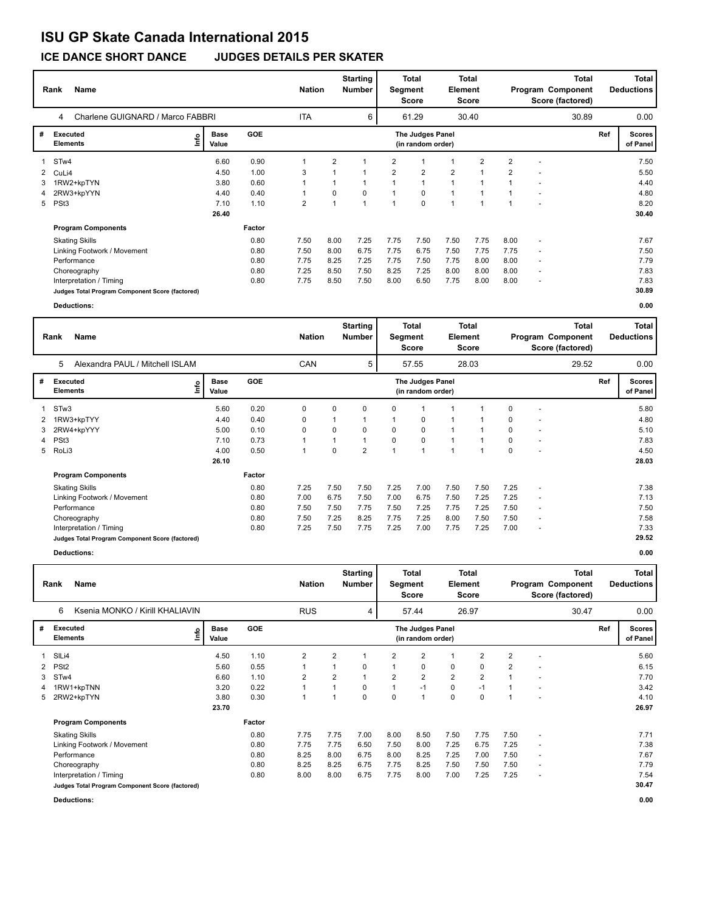# ISU GP Skate Canada International 2015

## ICE DANCE SHORT DANCE JUDGES DETAILS PER SKATER

| Rank | Name | Nation | Starting Number | Total Segment Score | Total Element Score | Total Program Component Score (factored) | Total Deductions |
|---|---|---|---|---|---|---|---|
| 4 | Charlene GUIGNARD / Marco FABBRI | ITA | 6 | 61.29 | 30.40 | 30.89 | 0.00 |

| # | Executed Elements | Info | Base Value | GOE | J1 | J2 | J3 | J4 | J5 | J6 | J7 | J8 | J9 | Ref | Scores of Panel |
|---|---|---|---|---|---|---|---|---|---|---|---|---|---|---|---|
| 1 | STw4 | | 6.60 | 0.90 | 1 | 2 | 1 | 2 | 1 | 1 | 2 | 2 | - | | 7.50 |
| 2 | CuLi4 | | 4.50 | 1.00 | 3 | 1 | 1 | 2 | 2 | 2 | 1 | 2 | - | | 5.50 |
| 3 | 1RW2+kpTYN | | 3.80 | 0.60 | 1 | 1 | 1 | 1 | 1 | 1 | 1 | 1 | - | | 4.40 |
| 4 | 2RW3+kpYYN | | 4.40 | 0.40 | 1 | 0 | 0 | 1 | 0 | 1 | 1 | 1 | - | | 4.80 |
| 5 | PSt3 | | 7.10 | 1.10 | 2 | 1 | 1 | 1 | 0 | 1 | 1 | 1 | - | | 8.20 |
| | | | 26.40 | | | | | | | | | | | | 30.40 |

| Program Components | Factor | J1 | J2 | J3 | J4 | J5 | J6 | J7 | J8 | J9 | Scores of Panel |
|---|---|---|---|---|---|---|---|---|---|---|---|
| Skating Skills | 0.80 | 7.50 | 8.00 | 7.25 | 7.75 | 7.50 | 7.50 | 7.75 | 8.00 | - | 7.67 |
| Linking Footwork / Movement | 0.80 | 7.50 | 8.00 | 6.75 | 7.75 | 6.75 | 7.50 | 7.75 | 7.75 | - | 7.50 |
| Performance | 0.80 | 7.75 | 8.25 | 7.25 | 7.75 | 7.50 | 7.75 | 8.00 | 8.00 | - | 7.79 |
| Choreography | 0.80 | 7.25 | 8.50 | 7.50 | 8.25 | 7.25 | 8.00 | 8.00 | 8.00 | - | 7.83 |
| Interpretation / Timing | 0.80 | 7.75 | 8.50 | 7.50 | 8.00 | 6.50 | 7.75 | 8.00 | 8.00 | - | 7.83 |
| Judges Total Program Component Score (factored) | | | | | | | | | | | 30.89 |

**Deductions:** 0.00

| Rank | Name | Nation | Starting Number | Total Segment Score | Total Element Score | Total Program Component Score (factored) | Total Deductions |
|---|---|---|---|---|---|---|---|
| 5 | Alexandra PAUL / Mitchell ISLAM | CAN | 5 | 57.55 | 28.03 | 29.52 | 0.00 |

| # | Executed Elements | Info | Base Value | GOE | J1 | J2 | J3 | J4 | J5 | J6 | J7 | J8 | J9 | Ref | Scores of Panel |
|---|---|---|---|---|---|---|---|---|---|---|---|---|---|---|---|
| 1 | STw3 | | 5.60 | 0.20 | 0 | 0 | 0 | 0 | 1 | 1 | 1 | 0 | - | | 5.80 |
| 2 | 1RW3+kpTYY | | 4.40 | 0.40 | 0 | 1 | 1 | 1 | 0 | 1 | 1 | 0 | - | | 4.80 |
| 3 | 2RW4+kpYYY | | 5.00 | 0.10 | 0 | 0 | 0 | 0 | 0 | 1 | 1 | 0 | - | | 5.10 |
| 4 | PSt3 | | 7.10 | 0.73 | 1 | 1 | 1 | 0 | 0 | 1 | 1 | 0 | - | | 7.83 |
| 5 | RoLi3 | | 4.00 | 0.50 | 1 | 0 | 2 | 1 | 1 | 1 | 1 | 0 | - | | 4.50 |
| | | | 26.10 | | | | | | | | | | | | 28.03 |

| Program Components | Factor | J1 | J2 | J3 | J4 | J5 | J6 | J7 | J8 | J9 | Scores of Panel |
|---|---|---|---|---|---|---|---|---|---|---|---|
| Skating Skills | 0.80 | 7.25 | 7.50 | 7.50 | 7.25 | 7.00 | 7.50 | 7.50 | 7.25 | - | 7.38 |
| Linking Footwork / Movement | 0.80 | 7.00 | 6.75 | 7.50 | 7.00 | 6.75 | 7.50 | 7.25 | 7.25 | - | 7.13 |
| Performance | 0.80 | 7.50 | 7.50 | 7.75 | 7.50 | 7.25 | 7.75 | 7.25 | 7.50 | - | 7.50 |
| Choreography | 0.80 | 7.50 | 7.25 | 8.25 | 7.75 | 7.25 | 8.00 | 7.50 | 7.50 | - | 7.58 |
| Interpretation / Timing | 0.80 | 7.25 | 7.50 | 7.75 | 7.25 | 7.00 | 7.75 | 7.25 | 7.00 | - | 7.33 |
| Judges Total Program Component Score (factored) | | | | | | | | | | | 29.52 |

**Deductions:** 0.00

| Rank | Name | Nation | Starting Number | Total Segment Score | Total Element Score | Total Program Component Score (factored) | Total Deductions |
|---|---|---|---|---|---|---|---|
| 6 | Ksenia MONKO / Kirill KHALIAVIN | RUS | 4 | 57.44 | 26.97 | 30.47 | 0.00 |

| # | Executed Elements | Info | Base Value | GOE | J1 | J2 | J3 | J4 | J5 | J6 | J7 | J8 | J9 | Ref | Scores of Panel |
|---|---|---|---|---|---|---|---|---|---|---|---|---|---|---|---|
| 1 | SlLi4 | | 4.50 | 1.10 | 2 | 2 | 1 | 2 | 2 | 1 | 2 | 2 | - | | 5.60 |
| 2 | PSt2 | | 5.60 | 0.55 | 1 | 1 | 0 | 1 | 0 | 0 | 0 | 2 | - | | 6.15 |
| 3 | STw4 | | 6.60 | 1.10 | 2 | 2 | 1 | 2 | 2 | 2 | 2 | 1 | - | | 7.70 |
| 4 | 1RW1+kpTNN | | 3.20 | 0.22 | 1 | 1 | 0 | 1 | -1 | 0 | -1 | 1 | - | | 3.42 |
| 5 | 2RW2+kpTYN | | 3.80 | 0.30 | 1 | 1 | 0 | 0 | 1 | 0 | 0 | 1 | - | | 4.10 |
| | | | 23.70 | | | | | | | | | | | | 26.97 |

| Program Components | Factor | J1 | J2 | J3 | J4 | J5 | J6 | J7 | J8 | J9 | Scores of Panel |
|---|---|---|---|---|---|---|---|---|---|---|---|
| Skating Skills | 0.80 | 7.75 | 7.75 | 7.00 | 8.00 | 8.50 | 7.50 | 7.75 | 7.50 | - | 7.71 |
| Linking Footwork / Movement | 0.80 | 7.75 | 7.75 | 6.50 | 7.50 | 8.00 | 7.25 | 6.75 | 7.25 | - | 7.38 |
| Performance | 0.80 | 8.25 | 8.00 | 6.75 | 8.00 | 8.25 | 7.25 | 7.00 | 7.50 | - | 7.67 |
| Choreography | 0.80 | 8.25 | 8.25 | 6.75 | 7.75 | 8.25 | 7.50 | 7.50 | 7.50 | - | 7.79 |
| Interpretation / Timing | 0.80 | 8.00 | 8.00 | 6.75 | 7.75 | 8.00 | 7.00 | 7.25 | 7.25 | - | 7.54 |
| Judges Total Program Component Score (factored) | | | | | | | | | | | 30.47 |

**Deductions:** 0.00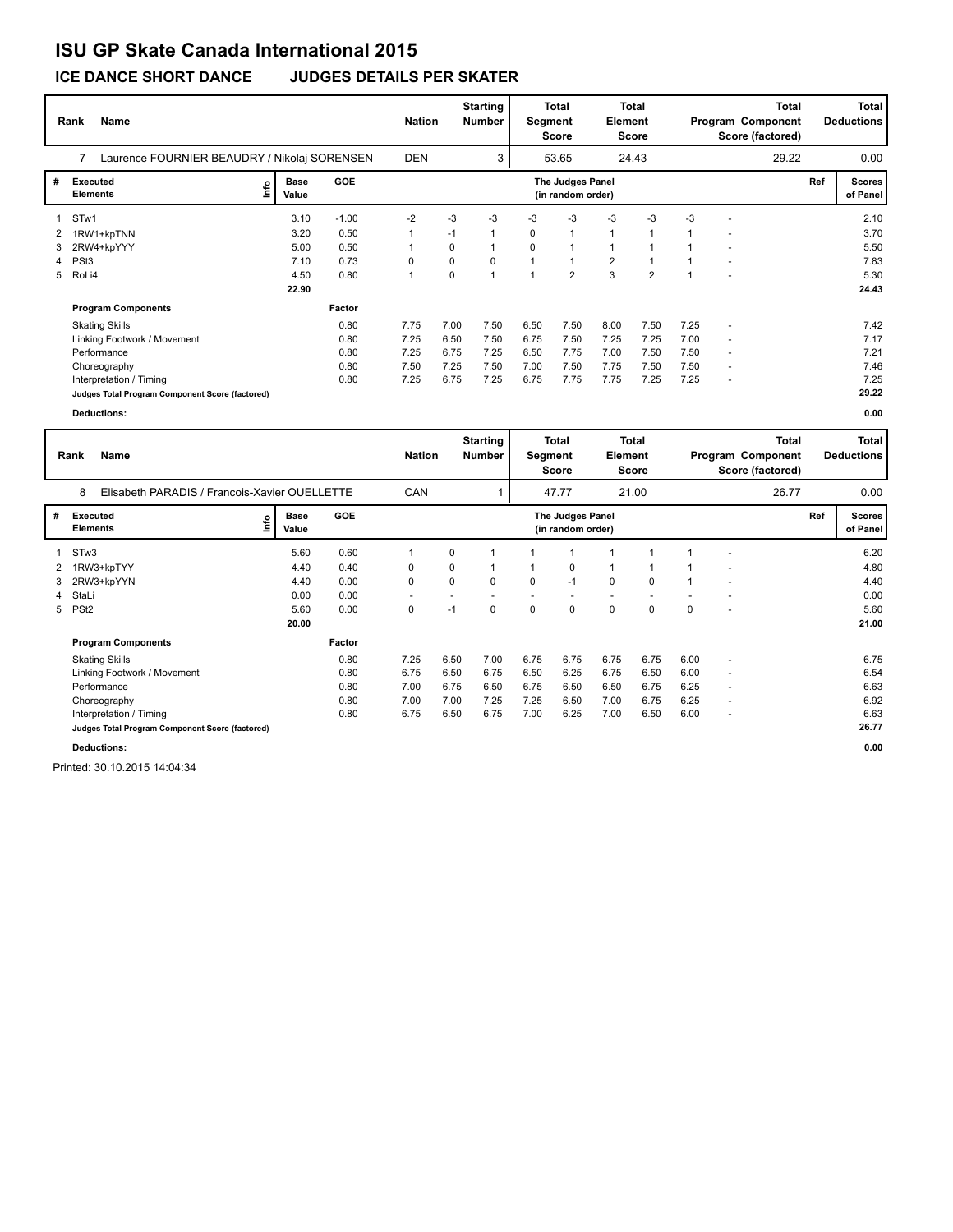# ISU GP Skate Canada International 2015

## ICE DANCE SHORT DANCE JUDGES DETAILS PER SKATER

| Rank | Name | Nation | Starting Number | Total Segment Score | Total Element Score | Total Program Component Score (factored) | Total Deductions |
|---|---|---|---|---|---|---|---|
| 7 | Laurence FOURNIER BEAUDRY / Nikolaj SORENSEN | DEN | 3 | 53.65 | 24.43 | 29.22 | 0.00 |

| # | Executed Elements | Info | Base Value | GOE | J1 | J2 | J3 | J4 | J5 | J6 | J7 | J8 | J9 | Ref | Scores of Panel |
|---|---|---|---|---|---|---|---|---|---|---|---|---|---|---|---|
| 1 | STw1 | | 3.10 | -1.00 | -2 | -3 | -3 | -3 | -3 | -3 | -3 | -3 | - | | 2.10 |
| 2 | 1RW1+kpTNN | | 3.20 | 0.50 | 1 | -1 | 1 | 0 | 1 | 1 | 1 | 1 | - | | 3.70 |
| 3 | 2RW4+kpYYY | | 5.00 | 0.50 | 1 | 0 | 1 | 0 | 1 | 1 | 1 | 1 | - | | 5.50 |
| 4 | PSt3 | | 7.10 | 0.73 | 0 | 0 | 0 | 1 | 1 | 2 | 1 | 1 | - | | 7.83 |
| 5 | RoLi4 | | 4.50 | 0.80 | 1 | 0 | 1 | 1 | 2 | 3 | 2 | 1 | - | | 5.30 |
| | | | 22.90 | | | | | | | | | | | | 24.43 |

| Program Components | Factor | J1 | J2 | J3 | J4 | J5 | J6 | J7 | J8 | J9 | Scores of Panel |
|---|---|---|---|---|---|---|---|---|---|---|---|
| Skating Skills | 0.80 | 7.75 | 7.00 | 7.50 | 6.50 | 7.50 | 8.00 | 7.50 | 7.25 | - | 7.42 |
| Linking Footwork / Movement | 0.80 | 7.25 | 6.50 | 7.50 | 6.75 | 7.50 | 7.25 | 7.25 | 7.00 | - | 7.17 |
| Performance | 0.80 | 7.25 | 6.75 | 7.25 | 6.50 | 7.75 | 7.00 | 7.50 | 7.50 | - | 7.21 |
| Choreography | 0.80 | 7.50 | 7.25 | 7.50 | 7.00 | 7.50 | 7.75 | 7.50 | 7.50 | - | 7.46 |
| Interpretation / Timing | 0.80 | 7.25 | 6.75 | 7.25 | 6.75 | 7.75 | 7.75 | 7.25 | 7.25 | - | 7.25 |
| **Judges Total Program Component Score (factored)** | | | | | | | | | | | **29.22** |

**Deductions:** **0.00**

| Rank | Name | Nation | Starting Number | Total Segment Score | Total Element Score | Total Program Component Score (factored) | Total Deductions |
|---|---|---|---|---|---|---|---|
| 8 | Elisabeth PARADIS / Francois-Xavier OUELLETTE | CAN | 1 | 47.77 | 21.00 | 26.77 | 0.00 |

| # | Executed Elements | Info | Base Value | GOE | J1 | J2 | J3 | J4 | J5 | J6 | J7 | J8 | J9 | Ref | Scores of Panel |
|---|---|---|---|---|---|---|---|---|---|---|---|---|---|---|---|
| 1 | STw3 | | 5.60 | 0.60 | 1 | 0 | 1 | 1 | 1 | 1 | 1 | 1 | - | | 6.20 |
| 2 | 1RW3+kpTYY | | 4.40 | 0.40 | 0 | 0 | 1 | 1 | 0 | 1 | 1 | 1 | - | | 4.80 |
| 3 | 2RW3+kpYYN | | 4.40 | 0.00 | 0 | 0 | 0 | 0 | -1 | 0 | 0 | 1 | - | | 4.40 |
| 4 | StaLi | | 0.00 | 0.00 | - | - | - | - | - | - | - | - | - | | 0.00 |
| 5 | PSt2 | | 5.60 | 0.00 | 0 | -1 | 0 | 0 | 0 | 0 | 0 | 0 | - | | 5.60 |
| | | | 20.00 | | | | | | | | | | | | 21.00 |

| Program Components | Factor | J1 | J2 | J3 | J4 | J5 | J6 | J7 | J8 | J9 | Scores of Panel |
|---|---|---|---|---|---|---|---|---|---|---|---|
| Skating Skills | 0.80 | 7.25 | 6.50 | 7.00 | 6.75 | 6.75 | 6.75 | 6.75 | 6.00 | - | 6.75 |
| Linking Footwork / Movement | 0.80 | 6.75 | 6.50 | 6.75 | 6.50 | 6.25 | 6.75 | 6.50 | 6.00 | - | 6.54 |
| Performance | 0.80 | 7.00 | 6.75 | 6.50 | 6.75 | 6.50 | 6.50 | 6.75 | 6.25 | - | 6.63 |
| Choreography | 0.80 | 7.00 | 7.00 | 7.25 | 7.25 | 6.50 | 7.00 | 6.75 | 6.25 | - | 6.92 |
| Interpretation / Timing | 0.80 | 6.75 | 6.50 | 6.75 | 7.00 | 6.25 | 7.00 | 6.50 | 6.00 | - | 6.63 |
| **Judges Total Program Component Score (factored)** | | | | | | | | | | | **26.77** |

**Deductions:** **0.00**

Printed: 30.10.2015 14:04:34